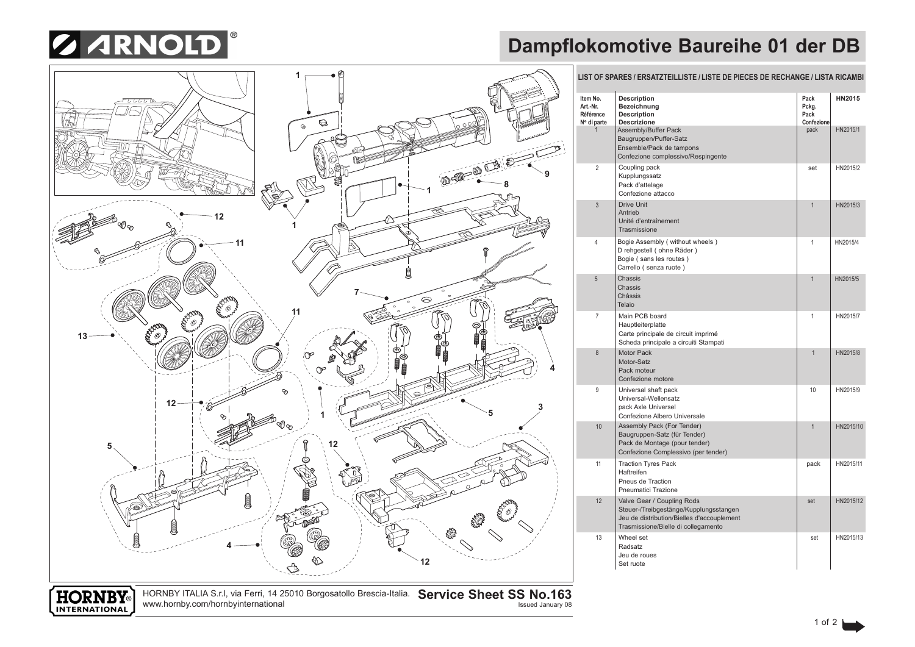# ARNOLD

# Dampflokomotive Baureihe 01 der DB

## LIST OF SPARES / ERSATZTEILLISTE / LISTE DE PIECES DE RECHANGE / LISTA RICAMBI

| Item No. Art.-Nr. Référence N° di parte | Description Bezeichnung Description Descrizione | Pack Pckg. Pack Confezione | HN2015 |
|---|---|---|---|
| 1 | Assembly/Buffer Pack<br>Baugruppen/Puffer-Satz<br>Ensemble/Pack de tampons<br>Confezione complessivo/Respingente | pack | HN2015/1 |
| 2 | Coupling pack<br>Kupplungssatz<br>Pack d'attelage<br>Confezione attacco | set | HN2015/2 |
| 3 | Drive Unit<br>Antrieb<br>Unité d'entraînement<br>Trasmissione | 1 | HN2015/3 |
| 4 | Bogie Assembly ( without wheels )<br>D rehgestell ( ohne Räder )<br>Bogie ( sans les routes )<br>Carrello ( senza ruote ) | 1 | HN2015/4 |
| 5 | Chassis<br>Chassis<br>Châssis<br>Telaio | 1 | HN2015/5 |
| 7 | Main PCB board<br>Hauptleiterplatte<br>Carte principale de circuit imprimé<br>Scheda principale a circuiti Stampati | 1 | HN2015/7 |
| 8 | Motor Pack<br>Motor-Satz<br>Pack moteur<br>Confezione motore | 1 | HN2015/8 |
| 9 | Universal shaft pack<br>Universal-Wellensatz<br>pack Axle Universel<br>Confezione Albero Universale | 10 | HN2015/9 |
| 10 | Assembly Pack (For Tender)<br>Baugruppen-Satz (für Tender)<br>Pack de Montage (pour tender)<br>Confezione Complessivo (per tender) | 1 | HN2015/10 |
| 11 | Traction Tyres Pack<br>Haftreifen<br>Pneus de Traction<br>Pneumatici Trazione | pack | HN2015/11 |
| 12 | Valve Gear / Coupling Rods<br>Steuer-/Treibgestänge/Kupplungsstangen<br>Jeu de distribution/Bielles d'accouplement<br>Trasmissione/Bielle di collegamento | set | HN2015/12 |
| 13 | Wheel set<br>Radsatz<br>Jeu de roues<br>Set ruote | set | HN2015/13 |

HORNBY INTERNATIONAL

HORNBY ITALIA S.r.l, via Ferri, 14 25010 Borgosatollo Brescia-Italia.
www.hornby.com/hornbyinternational

**Service Sheet SS No.163**
Issued January 08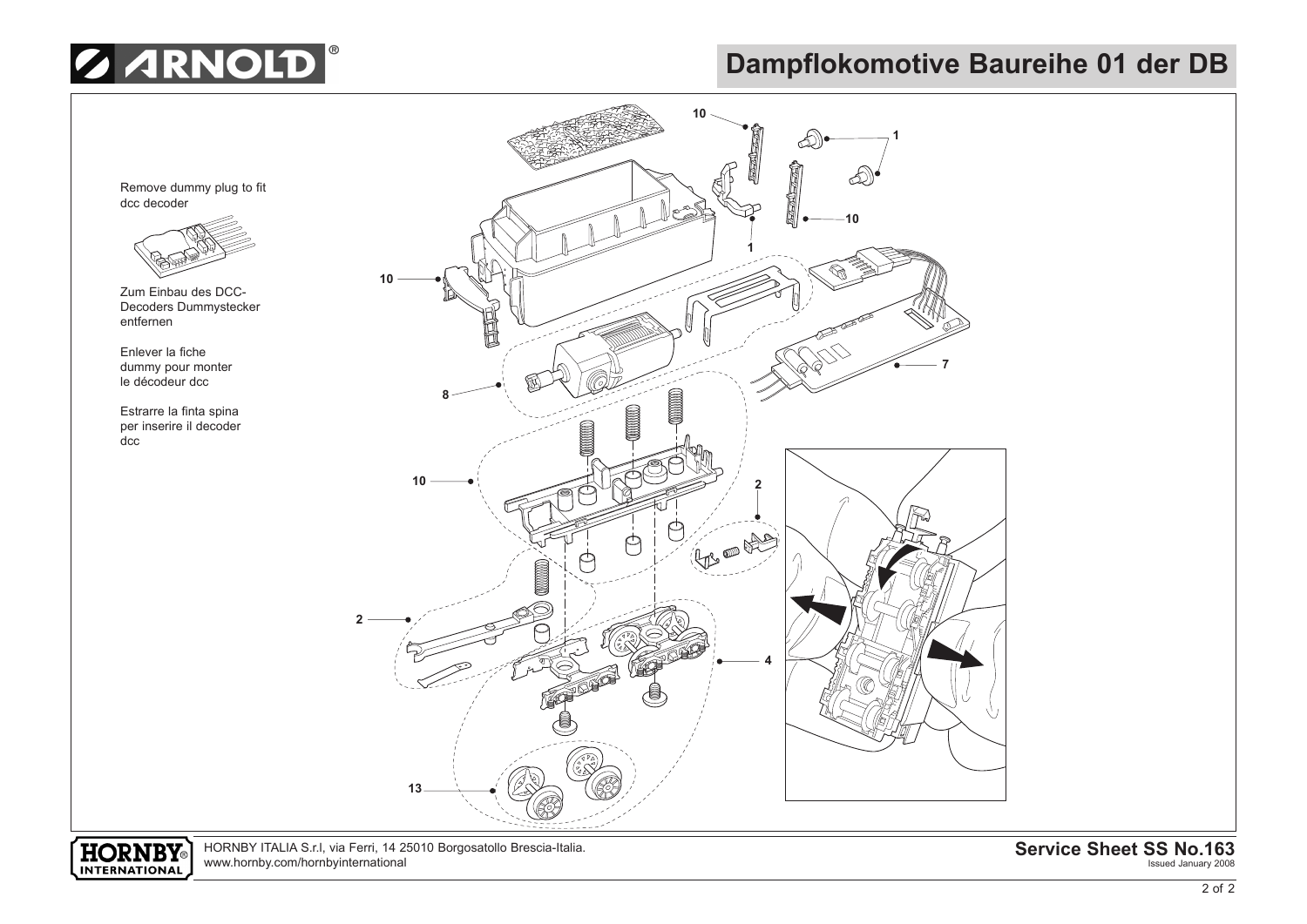# Dampflokomotive Baureihe 01 der DB

Remove dummy plug to fit dcc decoder

Zum Einbau des DCC-Decoders Dummystecker entfernen

Enlever la fiche dummy pour monter le décodeur dcc

Estrarre la finta spina per inserire il decoder dcc

10

1

10

1

10

7

8

10

2

2

4

13

HORNBY ITALIA S.r.l, via Ferri, 14 25010 Borgosatollo Brescia-Italia.
www.hornby.com/hornbyinternational

**Service Sheet SS No.163**
Issued January 2008